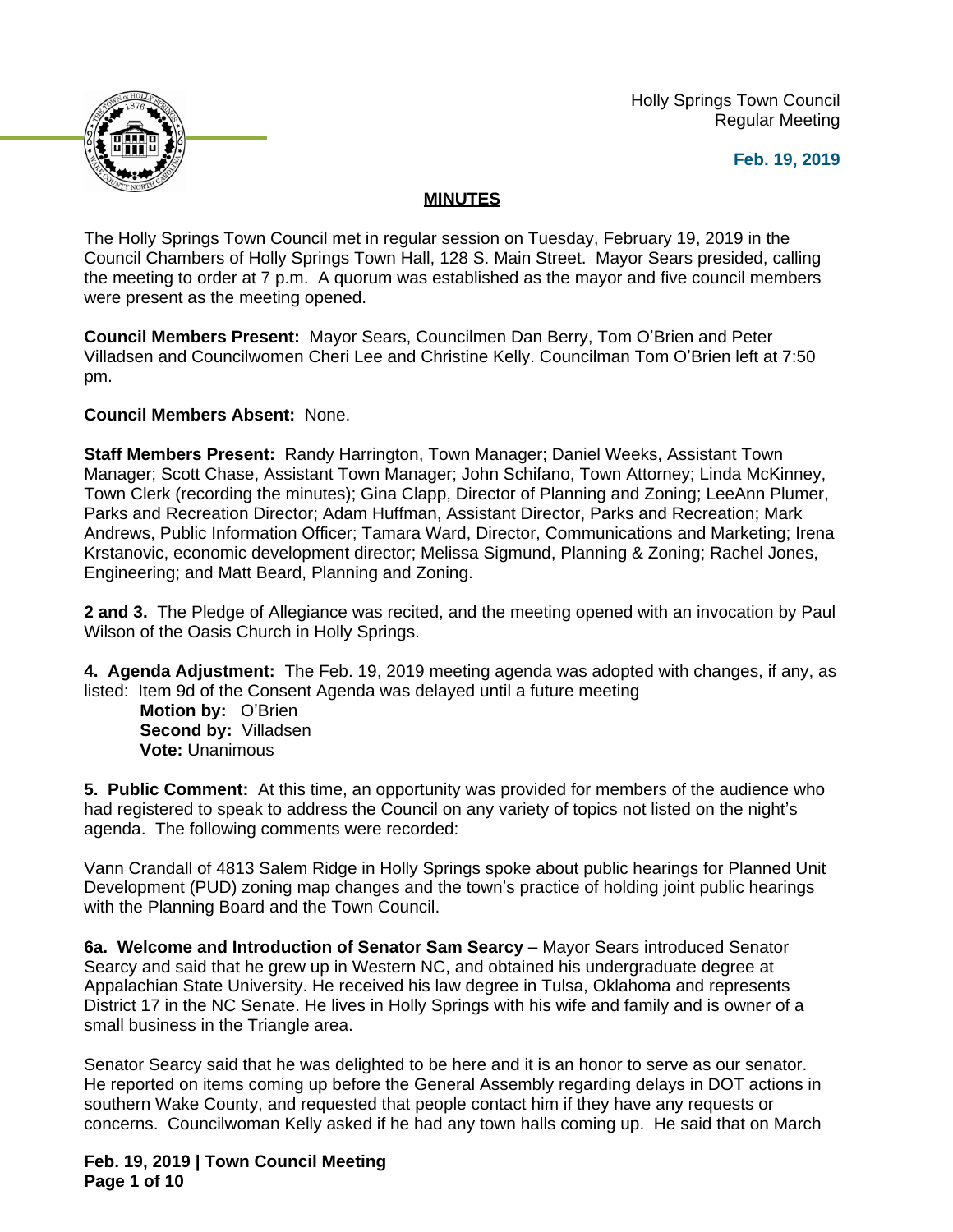Holly Springs Town Council
Regular Meeting

**Feb. 19, 2019**

## MINUTES

The Holly Springs Town Council met in regular session on Tuesday, February 19, 2019 in the Council Chambers of Holly Springs Town Hall, 128 S. Main Street. Mayor Sears presided, calling the meeting to order at 7 p.m. A quorum was established as the mayor and five council members were present as the meeting opened.

**Council Members Present:** Mayor Sears, Councilmen Dan Berry, Tom O'Brien and Peter Villadsen and Councilwomen Cheri Lee and Christine Kelly. Councilman Tom O'Brien left at 7:50 pm.

**Council Members Absent:** None.

**Staff Members Present:** Randy Harrington, Town Manager; Daniel Weeks, Assistant Town Manager; Scott Chase, Assistant Town Manager; John Schifano, Town Attorney; Linda McKinney, Town Clerk (recording the minutes); Gina Clapp, Director of Planning and Zoning; LeeAnn Plumer, Parks and Recreation Director; Adam Huffman, Assistant Director, Parks and Recreation; Mark Andrews, Public Information Officer; Tamara Ward, Director, Communications and Marketing; Irena Krstanovic, economic development director; Melissa Sigmund, Planning & Zoning; Rachel Jones, Engineering; and Matt Beard, Planning and Zoning.

**2 and 3.** The Pledge of Allegiance was recited, and the meeting opened with an invocation by Paul Wilson of the Oasis Church in Holly Springs.

**4. Agenda Adjustment:** The Feb. 19, 2019 meeting agenda was adopted with changes, if any, as listed: Item 9d of the Consent Agenda was delayed until a future meeting

**Motion by:** O'Brien
**Second by:** Villadsen
**Vote:** Unanimous

**5. Public Comment:** At this time, an opportunity was provided for members of the audience who had registered to speak to address the Council on any variety of topics not listed on the night's agenda. The following comments were recorded:

Vann Crandall of 4813 Salem Ridge in Holly Springs spoke about public hearings for Planned Unit Development (PUD) zoning map changes and the town's practice of holding joint public hearings with the Planning Board and the Town Council.

**6a. Welcome and Introduction of Senator Sam Searcy –** Mayor Sears introduced Senator Searcy and said that he grew up in Western NC, and obtained his undergraduate degree at Appalachian State University. He received his law degree in Tulsa, Oklahoma and represents District 17 in the NC Senate. He lives in Holly Springs with his wife and family and is owner of a small business in the Triangle area.

Senator Searcy said that he was delighted to be here and it is an honor to serve as our senator. He reported on items coming up before the General Assembly regarding delays in DOT actions in southern Wake County, and requested that people contact him if they have any requests or concerns. Councilwoman Kelly asked if he had any town halls coming up. He said that on March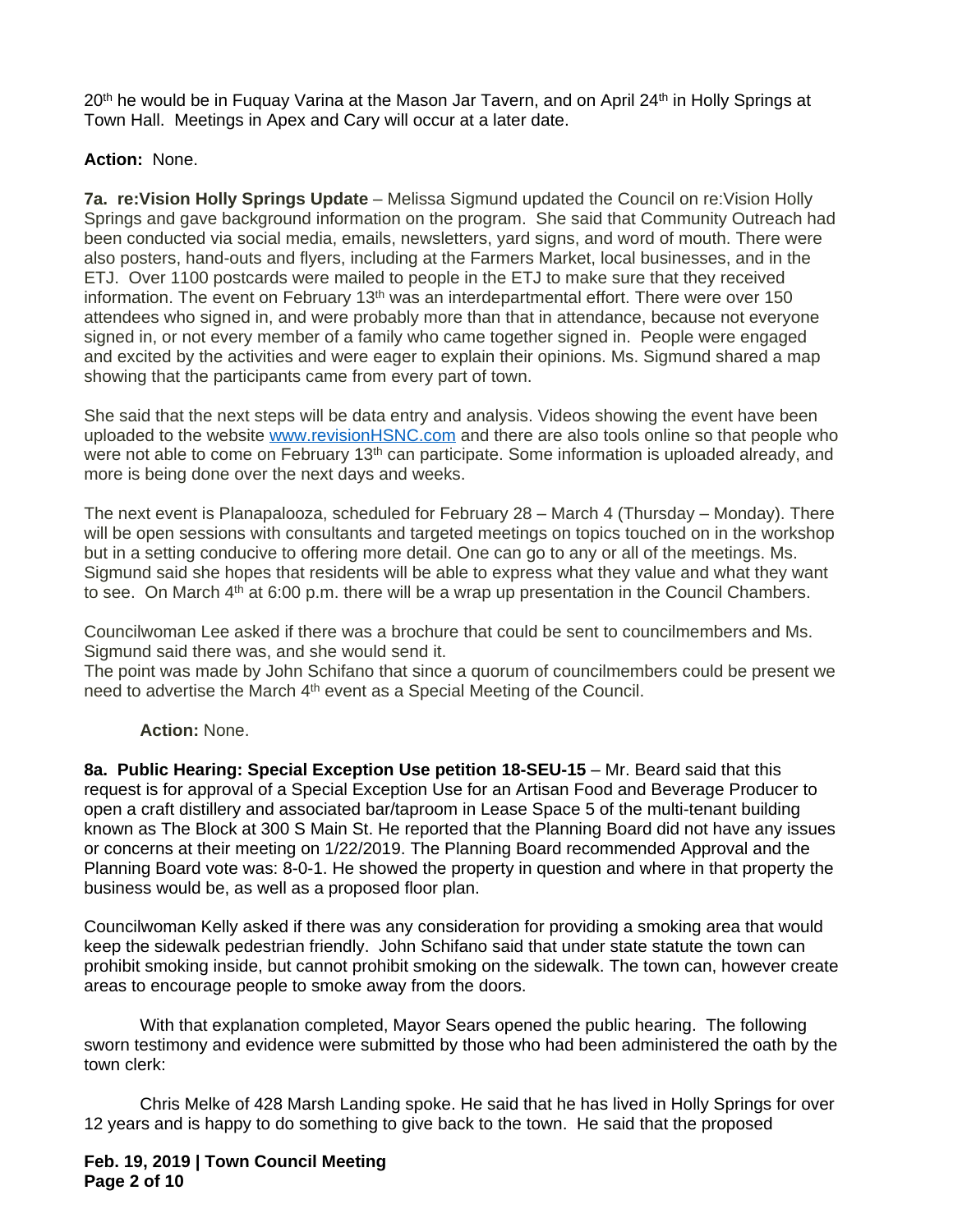20th he would be in Fuquay Varina at the Mason Jar Tavern, and on April 24th in Holly Springs at Town Hall. Meetings in Apex and Cary will occur at a later date.

**Action:** None.

**7a. re:Vision Holly Springs Update** – Melissa Sigmund updated the Council on re:Vision Holly Springs and gave background information on the program. She said that Community Outreach had been conducted via social media, emails, newsletters, yard signs, and word of mouth. There were also posters, hand-outs and flyers, including at the Farmers Market, local businesses, and in the ETJ. Over 1100 postcards were mailed to people in the ETJ to make sure that they received information. The event on February 13th was an interdepartmental effort. There were over 150 attendees who signed in, and were probably more than that in attendance, because not everyone signed in, or not every member of a family who came together signed in. People were engaged and excited by the activities and were eager to explain their opinions. Ms. Sigmund shared a map showing that the participants came from every part of town.

She said that the next steps will be data entry and analysis. Videos showing the event have been uploaded to the website www.revisionHSNC.com and there are also tools online so that people who were not able to come on February 13th can participate. Some information is uploaded already, and more is being done over the next days and weeks.

The next event is Planapalooza, scheduled for February 28 – March 4 (Thursday – Monday). There will be open sessions with consultants and targeted meetings on topics touched on in the workshop but in a setting conducive to offering more detail. One can go to any or all of the meetings. Ms. Sigmund said she hopes that residents will be able to express what they value and what they want to see. On March 4th at 6:00 p.m. there will be a wrap up presentation in the Council Chambers.

Councilwoman Lee asked if there was a brochure that could be sent to councilmembers and Ms. Sigmund said there was, and she would send it.
The point was made by John Schifano that since a quorum of councilmembers could be present we need to advertise the March 4th event as a Special Meeting of the Council.

**Action:** None.

**8a. Public Hearing: Special Exception Use petition 18-SEU-15** – Mr. Beard said that this request is for approval of a Special Exception Use for an Artisan Food and Beverage Producer to open a craft distillery and associated bar/taproom in Lease Space 5 of the multi-tenant building known as The Block at 300 S Main St. He reported that the Planning Board did not have any issues or concerns at their meeting on 1/22/2019. The Planning Board recommended Approval and the Planning Board vote was: 8-0-1. He showed the property in question and where in that property the business would be, as well as a proposed floor plan.

Councilwoman Kelly asked if there was any consideration for providing a smoking area that would keep the sidewalk pedestrian friendly. John Schifano said that under state statute the town can prohibit smoking inside, but cannot prohibit smoking on the sidewalk. The town can, however create areas to encourage people to smoke away from the doors.

With that explanation completed, Mayor Sears opened the public hearing. The following sworn testimony and evidence were submitted by those who had been administered the oath by the town clerk:

Chris Melke of 428 Marsh Landing spoke. He said that he has lived in Holly Springs for over 12 years and is happy to do something to give back to the town. He said that the proposed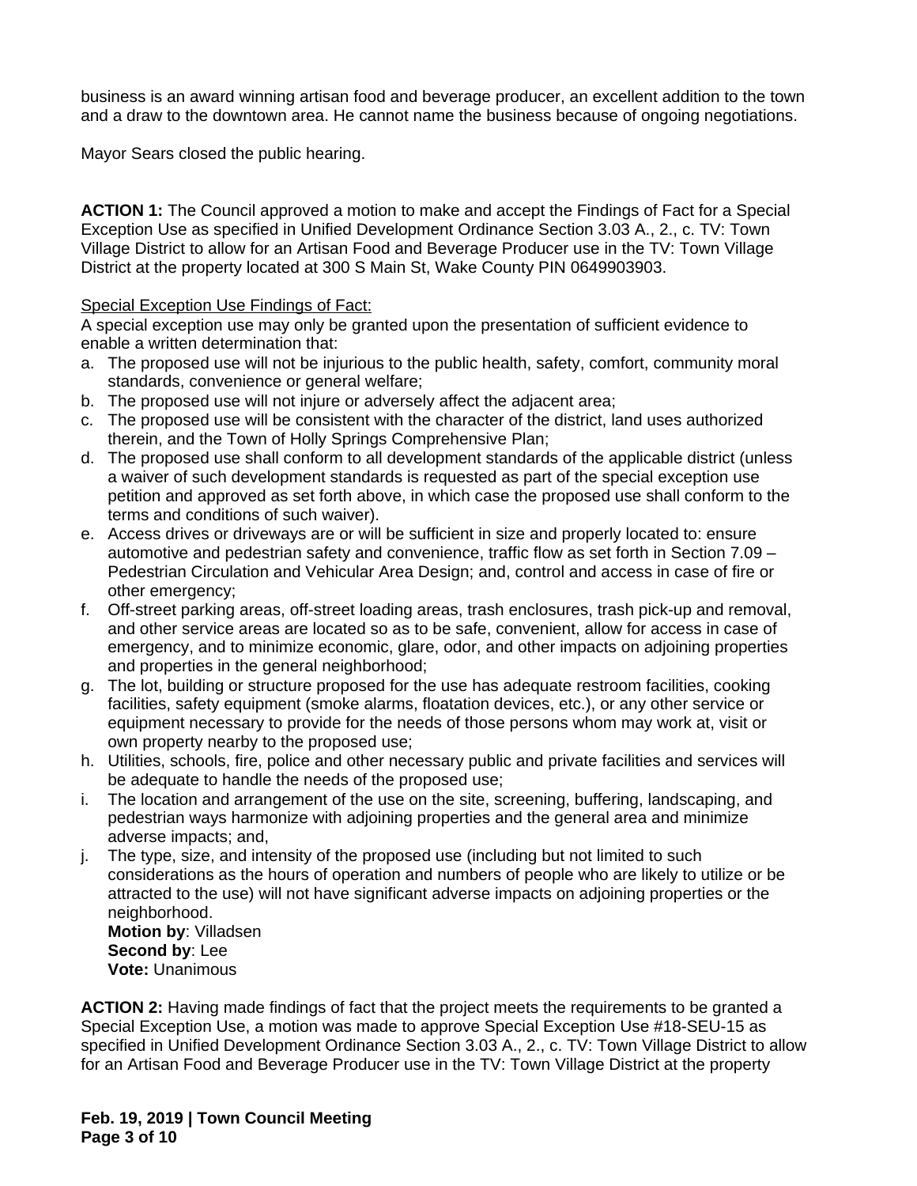business is an award winning artisan food and beverage producer, an excellent addition to the town and a draw to the downtown area. He cannot name the business because of ongoing negotiations.

Mayor Sears closed the public hearing.

**ACTION 1:** The Council approved a motion to make and accept the Findings of Fact for a Special Exception Use as specified in Unified Development Ordinance Section 3.03 A., 2., c. TV: Town Village District to allow for an Artisan Food and Beverage Producer use in the TV: Town Village District at the property located at 300 S Main St, Wake County PIN 0649903903.

Special Exception Use Findings of Fact:

A special exception use may only be granted upon the presentation of sufficient evidence to enable a written determination that:

a. The proposed use will not be injurious to the public health, safety, comfort, community moral standards, convenience or general welfare;
b. The proposed use will not injure or adversely affect the adjacent area;
c. The proposed use will be consistent with the character of the district, land uses authorized therein, and the Town of Holly Springs Comprehensive Plan;
d. The proposed use shall conform to all development standards of the applicable district (unless a waiver of such development standards is requested as part of the special exception use petition and approved as set forth above, in which case the proposed use shall conform to the terms and conditions of such waiver).
e. Access drives or driveways are or will be sufficient in size and properly located to: ensure automotive and pedestrian safety and convenience, traffic flow as set forth in Section 7.09 – Pedestrian Circulation and Vehicular Area Design; and, control and access in case of fire or other emergency;
f. Off-street parking areas, off-street loading areas, trash enclosures, trash pick-up and removal, and other service areas are located so as to be safe, convenient, allow for access in case of emergency, and to minimize economic, glare, odor, and other impacts on adjoining properties and properties in the general neighborhood;
g. The lot, building or structure proposed for the use has adequate restroom facilities, cooking facilities, safety equipment (smoke alarms, floatation devices, etc.), or any other service or equipment necessary to provide for the needs of those persons whom may work at, visit or own property nearby to the proposed use;
h. Utilities, schools, fire, police and other necessary public and private facilities and services will be adequate to handle the needs of the proposed use;
i. The location and arrangement of the use on the site, screening, buffering, landscaping, and pedestrian ways harmonize with adjoining properties and the general area and minimize adverse impacts; and,
j. The type, size, and intensity of the proposed use (including but not limited to such considerations as the hours of operation and numbers of people who are likely to utilize or be attracted to the use) will not have significant adverse impacts on adjoining properties or the neighborhood.

   **Motion by**: Villadsen
   **Second by**: Lee
   **Vote:** Unanimous

**ACTION 2:** Having made findings of fact that the project meets the requirements to be granted a Special Exception Use, a motion was made to approve Special Exception Use #18-SEU-15 as specified in Unified Development Ordinance Section 3.03 A., 2., c. TV: Town Village District to allow for an Artisan Food and Beverage Producer use in the TV: Town Village District at the property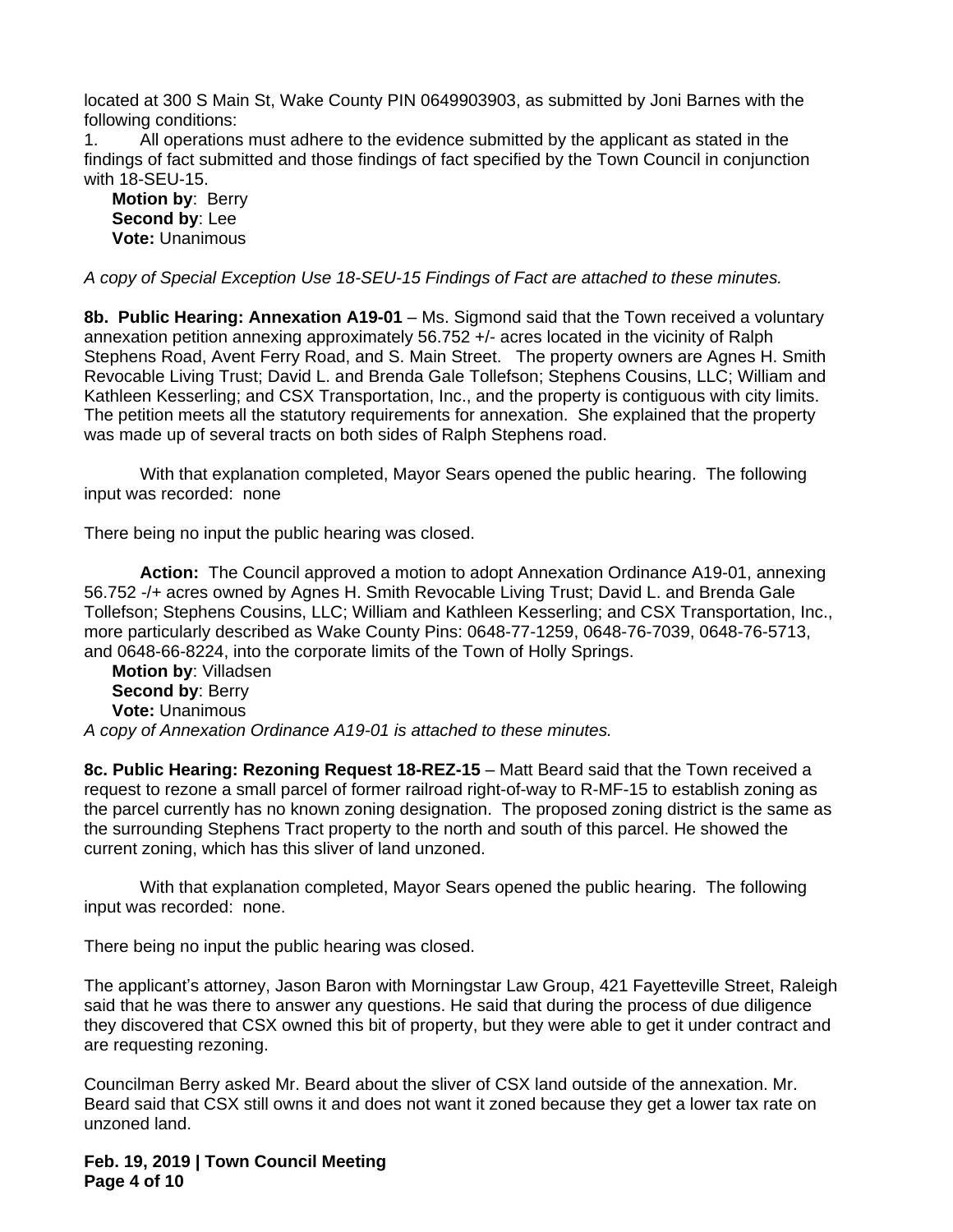located at 300 S Main St, Wake County PIN 0649903903, as submitted by Joni Barnes with the following conditions:

1. All operations must adhere to the evidence submitted by the applicant as stated in the findings of fact submitted and those findings of fact specified by the Town Council in conjunction with 18-SEU-15.

**Motion by**: Berry
**Second by**: Lee
**Vote:** Unanimous

*A copy of Special Exception Use 18-SEU-15 Findings of Fact are attached to these minutes.*

**8b. Public Hearing: Annexation A19-01** – Ms. Sigmond said that the Town received a voluntary annexation petition annexing approximately 56.752 +/- acres located in the vicinity of Ralph Stephens Road, Avent Ferry Road, and S. Main Street. The property owners are Agnes H. Smith Revocable Living Trust; David L. and Brenda Gale Tollefson; Stephens Cousins, LLC; William and Kathleen Kesserling; and CSX Transportation, Inc., and the property is contiguous with city limits. The petition meets all the statutory requirements for annexation. She explained that the property was made up of several tracts on both sides of Ralph Stephens road.

With that explanation completed, Mayor Sears opened the public hearing. The following input was recorded: none

There being no input the public hearing was closed.

**Action:** The Council approved a motion to adopt Annexation Ordinance A19-01, annexing 56.752 -/+ acres owned by Agnes H. Smith Revocable Living Trust; David L. and Brenda Gale Tollefson; Stephens Cousins, LLC; William and Kathleen Kesserling; and CSX Transportation, Inc., more particularly described as Wake County Pins: 0648-77-1259, 0648-76-7039, 0648-76-5713, and 0648-66-8224, into the corporate limits of the Town of Holly Springs.

**Motion by**: Villadsen
**Second by**: Berry
**Vote:** Unanimous

*A copy of Annexation Ordinance A19-01 is attached to these minutes.*

**8c. Public Hearing: Rezoning Request 18-REZ-15** – Matt Beard said that the Town received a request to rezone a small parcel of former railroad right-of-way to R-MF-15 to establish zoning as the parcel currently has no known zoning designation. The proposed zoning district is the same as the surrounding Stephens Tract property to the north and south of this parcel. He showed the current zoning, which has this sliver of land unzoned.

With that explanation completed, Mayor Sears opened the public hearing. The following input was recorded: none.

There being no input the public hearing was closed.

The applicant's attorney, Jason Baron with Morningstar Law Group, 421 Fayetteville Street, Raleigh said that he was there to answer any questions. He said that during the process of due diligence they discovered that CSX owned this bit of property, but they were able to get it under contract and are requesting rezoning.

Councilman Berry asked Mr. Beard about the sliver of CSX land outside of the annexation. Mr. Beard said that CSX still owns it and does not want it zoned because they get a lower tax rate on unzoned land.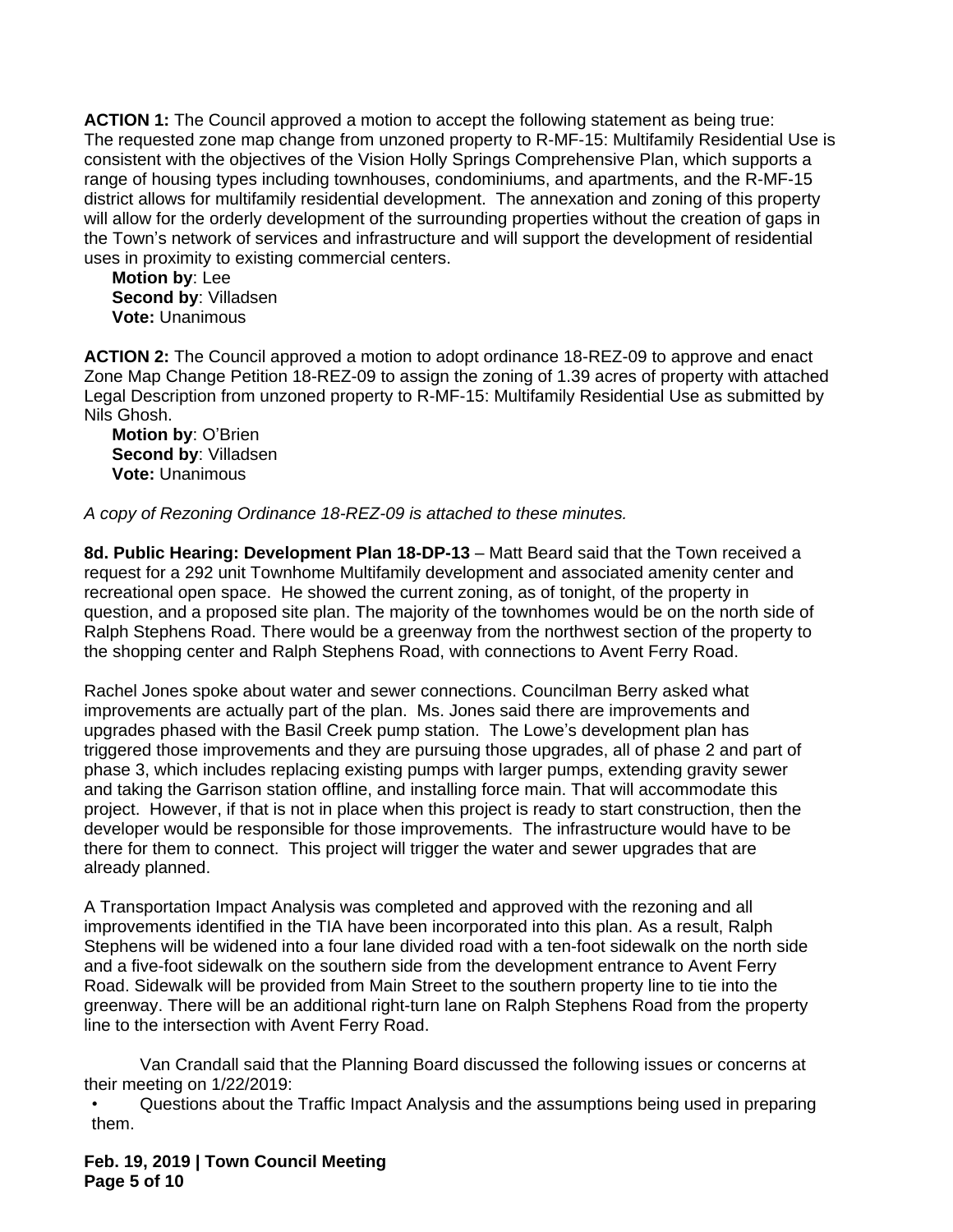**ACTION 1:** The Council approved a motion to accept the following statement as being true: The requested zone map change from unzoned property to R-MF-15: Multifamily Residential Use is consistent with the objectives of the Vision Holly Springs Comprehensive Plan, which supports a range of housing types including townhouses, condominiums, and apartments, and the R-MF-15 district allows for multifamily residential development. The annexation and zoning of this property will allow for the orderly development of the surrounding properties without the creation of gaps in the Town's network of services and infrastructure and will support the development of residential uses in proximity to existing commercial centers.

**Motion by**: Lee
**Second by**: Villadsen
**Vote:** Unanimous

**ACTION 2:** The Council approved a motion to adopt ordinance 18-REZ-09 to approve and enact Zone Map Change Petition 18-REZ-09 to assign the zoning of 1.39 acres of property with attached Legal Description from unzoned property to R-MF-15: Multifamily Residential Use as submitted by Nils Ghosh.

**Motion by**: O'Brien
**Second by**: Villadsen
**Vote:** Unanimous

*A copy of Rezoning Ordinance 18-REZ-09 is attached to these minutes.*

**8d. Public Hearing: Development Plan 18-DP-13** – Matt Beard said that the Town received a request for a 292 unit Townhome Multifamily development and associated amenity center and recreational open space. He showed the current zoning, as of tonight, of the property in question, and a proposed site plan. The majority of the townhomes would be on the north side of Ralph Stephens Road. There would be a greenway from the northwest section of the property to the shopping center and Ralph Stephens Road, with connections to Avent Ferry Road.

Rachel Jones spoke about water and sewer connections. Councilman Berry asked what improvements are actually part of the plan. Ms. Jones said there are improvements and upgrades phased with the Basil Creek pump station. The Lowe's development plan has triggered those improvements and they are pursuing those upgrades, all of phase 2 and part of phase 3, which includes replacing existing pumps with larger pumps, extending gravity sewer and taking the Garrison station offline, and installing force main. That will accommodate this project. However, if that is not in place when this project is ready to start construction, then the developer would be responsible for those improvements. The infrastructure would have to be there for them to connect. This project will trigger the water and sewer upgrades that are already planned.

A Transportation Impact Analysis was completed and approved with the rezoning and all improvements identified in the TIA have been incorporated into this plan. As a result, Ralph Stephens will be widened into a four lane divided road with a ten-foot sidewalk on the north side and a five-foot sidewalk on the southern side from the development entrance to Avent Ferry Road. Sidewalk will be provided from Main Street to the southern property line to tie into the greenway. There will be an additional right-turn lane on Ralph Stephens Road from the property line to the intersection with Avent Ferry Road.

Van Crandall said that the Planning Board discussed the following issues or concerns at their meeting on 1/22/2019:

- Questions about the Traffic Impact Analysis and the assumptions being used in preparing them.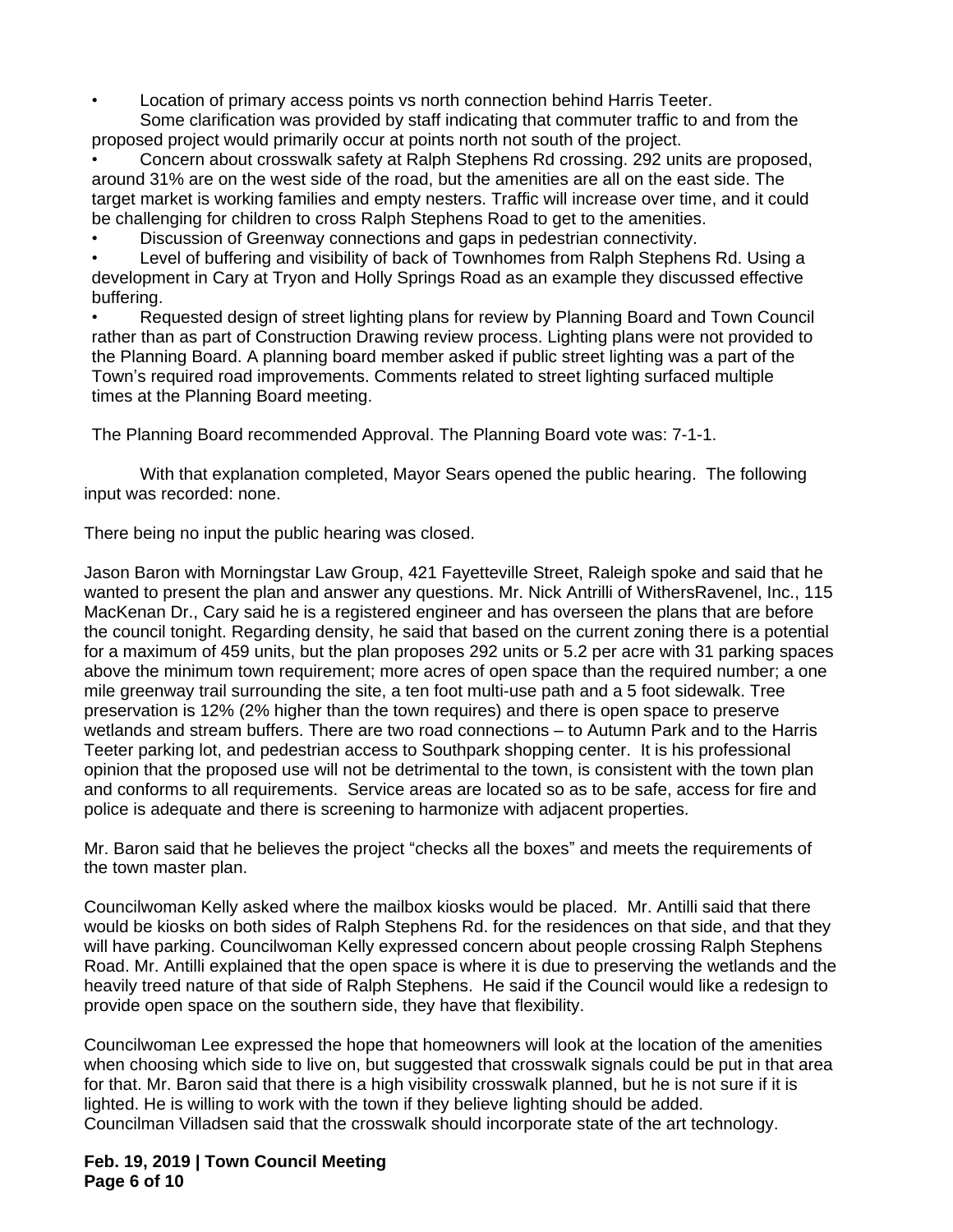- Location of primary access points vs north connection behind Harris Teeter.
  Some clarification was provided by staff indicating that commuter traffic to and from the proposed project would primarily occur at points north not south of the project.
- Concern about crosswalk safety at Ralph Stephens Rd crossing. 292 units are proposed, around 31% are on the west side of the road, but the amenities are all on the east side. The target market is working families and empty nesters. Traffic will increase over time, and it could be challenging for children to cross Ralph Stephens Road to get to the amenities.
- Discussion of Greenway connections and gaps in pedestrian connectivity.
- Level of buffering and visibility of back of Townhomes from Ralph Stephens Rd. Using a development in Cary at Tryon and Holly Springs Road as an example they discussed effective buffering.
- Requested design of street lighting plans for review by Planning Board and Town Council rather than as part of Construction Drawing review process. Lighting plans were not provided to the Planning Board. A planning board member asked if public street lighting was a part of the Town's required road improvements. Comments related to street lighting surfaced multiple times at the Planning Board meeting.

The Planning Board recommended Approval. The Planning Board vote was: 7-1-1.

With that explanation completed, Mayor Sears opened the public hearing. The following input was recorded: none.

There being no input the public hearing was closed.

Jason Baron with Morningstar Law Group, 421 Fayetteville Street, Raleigh spoke and said that he wanted to present the plan and answer any questions. Mr. Nick Antrilli of WithersRavenel, Inc., 115 MacKenan Dr., Cary said he is a registered engineer and has overseen the plans that are before the council tonight. Regarding density, he said that based on the current zoning there is a potential for a maximum of 459 units, but the plan proposes 292 units or 5.2 per acre with 31 parking spaces above the minimum town requirement; more acres of open space than the required number; a one mile greenway trail surrounding the site, a ten foot multi-use path and a 5 foot sidewalk. Tree preservation is 12% (2% higher than the town requires) and there is open space to preserve wetlands and stream buffers. There are two road connections – to Autumn Park and to the Harris Teeter parking lot, and pedestrian access to Southpark shopping center. It is his professional opinion that the proposed use will not be detrimental to the town, is consistent with the town plan and conforms to all requirements. Service areas are located so as to be safe, access for fire and police is adequate and there is screening to harmonize with adjacent properties.

Mr. Baron said that he believes the project "checks all the boxes" and meets the requirements of the town master plan.

Councilwoman Kelly asked where the mailbox kiosks would be placed. Mr. Antilli said that there would be kiosks on both sides of Ralph Stephens Rd. for the residences on that side, and that they will have parking. Councilwoman Kelly expressed concern about people crossing Ralph Stephens Road. Mr. Antilli explained that the open space is where it is due to preserving the wetlands and the heavily treed nature of that side of Ralph Stephens. He said if the Council would like a redesign to provide open space on the southern side, they have that flexibility.

Councilwoman Lee expressed the hope that homeowners will look at the location of the amenities when choosing which side to live on, but suggested that crosswalk signals could be put in that area for that. Mr. Baron said that there is a high visibility crosswalk planned, but he is not sure if it is lighted. He is willing to work with the town if they believe lighting should be added.
Councilman Villadsen said that the crosswalk should incorporate state of the art technology.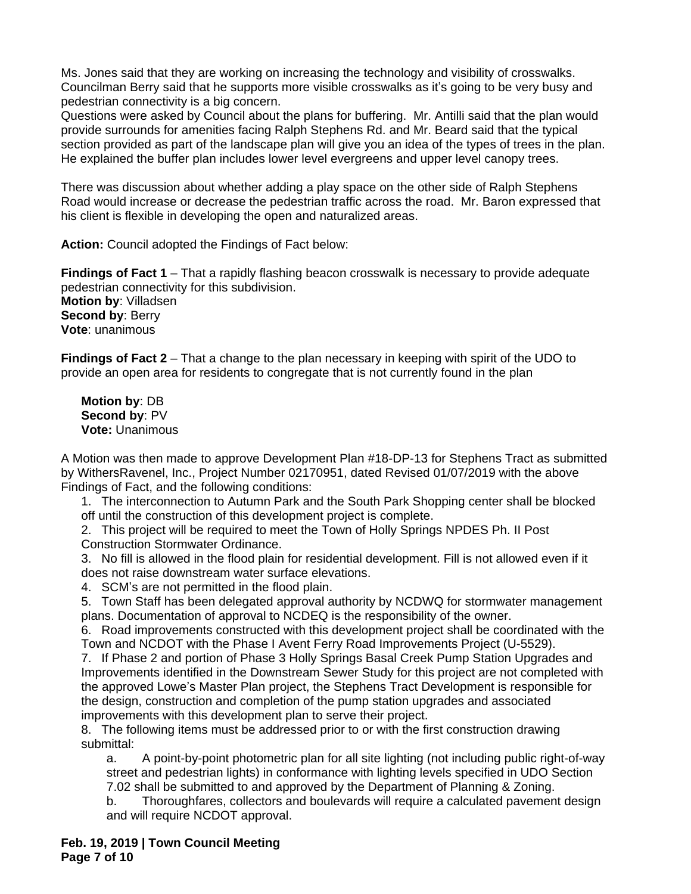Ms. Jones said that they are working on increasing the technology and visibility of crosswalks. Councilman Berry said that he supports more visible crosswalks as it's going to be very busy and pedestrian connectivity is a big concern.
Questions were asked by Council about the plans for buffering. Mr. Antilli said that the plan would provide surrounds for amenities facing Ralph Stephens Rd. and Mr. Beard said that the typical section provided as part of the landscape plan will give you an idea of the types of trees in the plan. He explained the buffer plan includes lower level evergreens and upper level canopy trees.

There was discussion about whether adding a play space on the other side of Ralph Stephens Road would increase or decrease the pedestrian traffic across the road. Mr. Baron expressed that his client is flexible in developing the open and naturalized areas.

**Action:** Council adopted the Findings of Fact below:

**Findings of Fact 1** – That a rapidly flashing beacon crosswalk is necessary to provide adequate pedestrian connectivity for this subdivision.
**Motion by**: Villadsen
**Second by**: Berry
**Vote**: unanimous

**Findings of Fact 2** – That a change to the plan necessary in keeping with spirit of the UDO to provide an open area for residents to congregate that is not currently found in the plan

**Motion by**: DB
**Second by**: PV
**Vote:** Unanimous

A Motion was then made to approve Development Plan #18-DP-13 for Stephens Tract as submitted by WithersRavenel, Inc., Project Number 02170951, dated Revised 01/07/2019 with the above Findings of Fact, and the following conditions:

1. The interconnection to Autumn Park and the South Park Shopping center shall be blocked off until the construction of this development project is complete.
2. This project will be required to meet the Town of Holly Springs NPDES Ph. II Post Construction Stormwater Ordinance.
3. No fill is allowed in the flood plain for residential development. Fill is not allowed even if it does not raise downstream water surface elevations.
4. SCM's are not permitted in the flood plain.
5. Town Staff has been delegated approval authority by NCDWQ for stormwater management plans. Documentation of approval to NCDEQ is the responsibility of the owner.
6. Road improvements constructed with this development project shall be coordinated with the Town and NCDOT with the Phase I Avent Ferry Road Improvements Project (U-5529).
7. If Phase 2 and portion of Phase 3 Holly Springs Basal Creek Pump Station Upgrades and Improvements identified in the Downstream Sewer Study for this project are not completed with the approved Lowe's Master Plan project, the Stephens Tract Development is responsible for the design, construction and completion of the pump station upgrades and associated improvements with this development plan to serve their project.
8. The following items must be addressed prior to or with the first construction drawing submittal:
   a. A point-by-point photometric plan for all site lighting (not including public right-of-way street and pedestrian lights) in conformance with lighting levels specified in UDO Section 7.02 shall be submitted to and approved by the Department of Planning & Zoning.
   b. Thoroughfares, collectors and boulevards will require a calculated pavement design and will require NCDOT approval.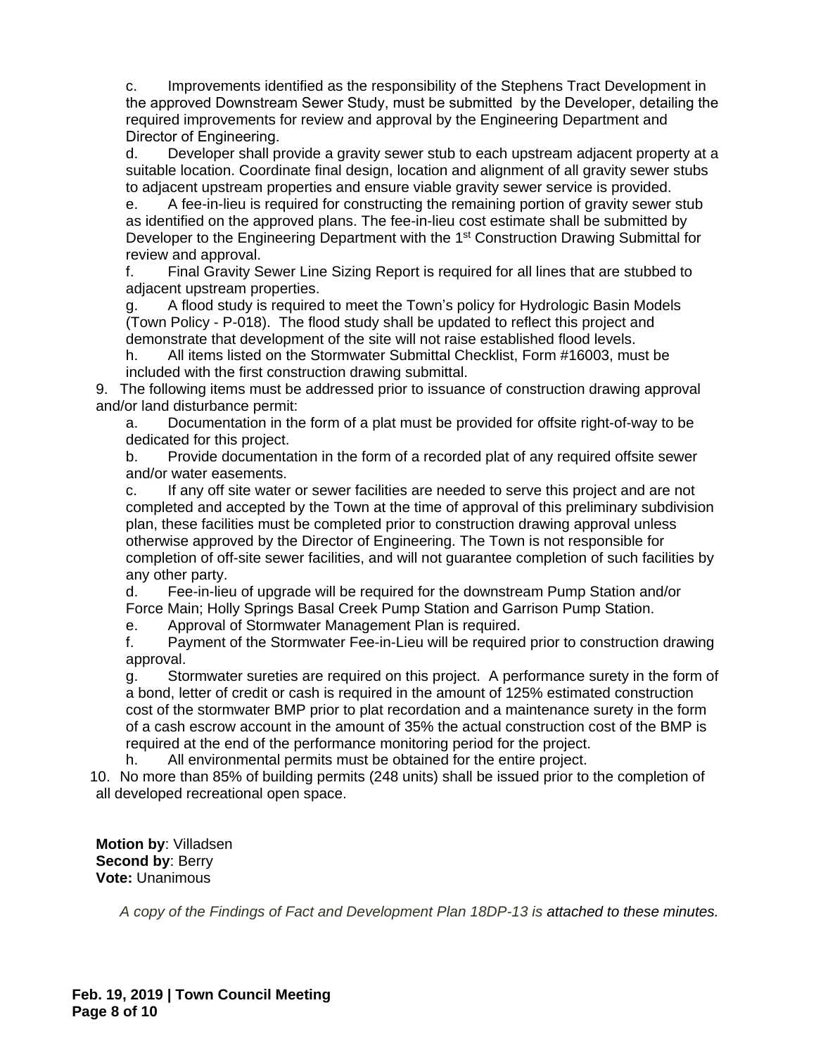c. Improvements identified as the responsibility of the Stephens Tract Development in the approved Downstream Sewer Study, must be submitted by the Developer, detailing the required improvements for review and approval by the Engineering Department and Director of Engineering.

d. Developer shall provide a gravity sewer stub to each upstream adjacent property at a suitable location. Coordinate final design, location and alignment of all gravity sewer stubs to adjacent upstream properties and ensure viable gravity sewer service is provided.

e. A fee-in-lieu is required for constructing the remaining portion of gravity sewer stub as identified on the approved plans. The fee-in-lieu cost estimate shall be submitted by Developer to the Engineering Department with the 1st Construction Drawing Submittal for review and approval.

f. Final Gravity Sewer Line Sizing Report is required for all lines that are stubbed to adjacent upstream properties.

g. A flood study is required to meet the Town's policy for Hydrologic Basin Models (Town Policy - P-018). The flood study shall be updated to reflect this project and demonstrate that development of the site will not raise established flood levels.

h. All items listed on the Stormwater Submittal Checklist, Form #16003, must be included with the first construction drawing submittal.

9. The following items must be addressed prior to issuance of construction drawing approval and/or land disturbance permit:

a. Documentation in the form of a plat must be provided for offsite right-of-way to be dedicated for this project.

b. Provide documentation in the form of a recorded plat of any required offsite sewer and/or water easements.

c. If any off site water or sewer facilities are needed to serve this project and are not completed and accepted by the Town at the time of approval of this preliminary subdivision plan, these facilities must be completed prior to construction drawing approval unless otherwise approved by the Director of Engineering. The Town is not responsible for completion of off-site sewer facilities, and will not guarantee completion of such facilities by any other party.

d. Fee-in-lieu of upgrade will be required for the downstream Pump Station and/or Force Main; Holly Springs Basal Creek Pump Station and Garrison Pump Station.

e. Approval of Stormwater Management Plan is required.

f. Payment of the Stormwater Fee-in-Lieu will be required prior to construction drawing approval.

g. Stormwater sureties are required on this project. A performance surety in the form of a bond, letter of credit or cash is required in the amount of 125% estimated construction cost of the stormwater BMP prior to plat recordation and a maintenance surety in the form of a cash escrow account in the amount of 35% the actual construction cost of the BMP is required at the end of the performance monitoring period for the project.

h. All environmental permits must be obtained for the entire project.

10. No more than 85% of building permits (248 units) shall be issued prior to the completion of all developed recreational open space.

**Motion by**: Villadsen
**Second by**: Berry
**Vote:** Unanimous

*A copy of the Findings of Fact and Development Plan 18DP-13 is attached to these minutes.*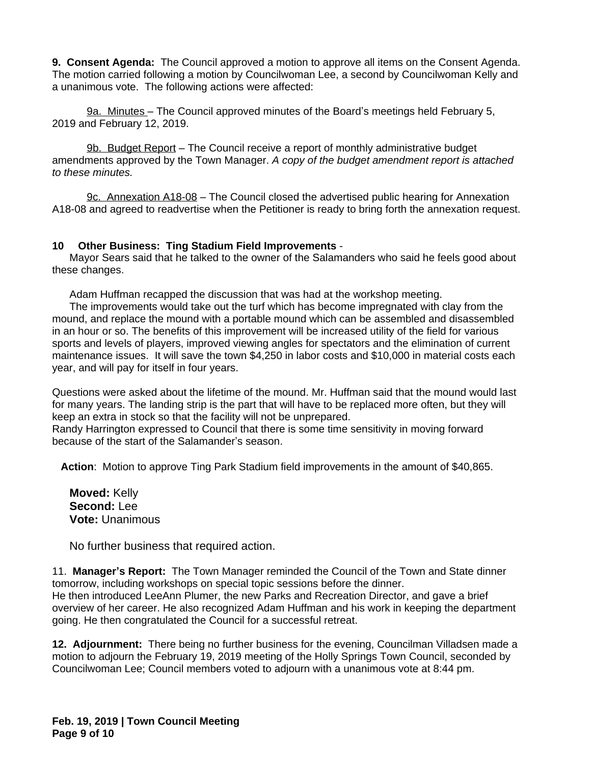**9. Consent Agenda:** The Council approved a motion to approve all items on the Consent Agenda. The motion carried following a motion by Councilwoman Lee, a second by Councilwoman Kelly and a unanimous vote. The following actions were affected:

9a. Minutes – The Council approved minutes of the Board's meetings held February 5, 2019 and February 12, 2019.

9b. Budget Report – The Council receive a report of monthly administrative budget amendments approved by the Town Manager. *A copy of the budget amendment report is attached to these minutes.*

9c. Annexation A18-08 – The Council closed the advertised public hearing for Annexation A18-08 and agreed to readvertise when the Petitioner is ready to bring forth the annexation request.

**10 Other Business: Ting Stadium Field Improvements** -

Mayor Sears said that he talked to the owner of the Salamanders who said he feels good about these changes.

Adam Huffman recapped the discussion that was had at the workshop meeting.

The improvements would take out the turf which has become impregnated with clay from the mound, and replace the mound with a portable mound which can be assembled and disassembled in an hour or so. The benefits of this improvement will be increased utility of the field for various sports and levels of players, improved viewing angles for spectators and the elimination of current maintenance issues. It will save the town $4,250 in labor costs and $10,000 in material costs each year, and will pay for itself in four years.

Questions were asked about the lifetime of the mound. Mr. Huffman said that the mound would last for many years. The landing strip is the part that will have to be replaced more often, but they will keep an extra in stock so that the facility will not be unprepared.

Randy Harrington expressed to Council that there is some time sensitivity in moving forward because of the start of the Salamander's season.

**Action**: Motion to approve Ting Park Stadium field improvements in the amount of $40,865.

**Moved:** Kelly
**Second:** Lee
**Vote:** Unanimous

No further business that required action.

11. **Manager's Report:** The Town Manager reminded the Council of the Town and State dinner tomorrow, including workshops on special topic sessions before the dinner.

He then introduced LeeAnn Plumer, the new Parks and Recreation Director, and gave a brief overview of her career. He also recognized Adam Huffman and his work in keeping the department going. He then congratulated the Council for a successful retreat.

**12. Adjournment:** There being no further business for the evening, Councilman Villadsen made a motion to adjourn the February 19, 2019 meeting of the Holly Springs Town Council, seconded by Councilwoman Lee; Council members voted to adjourn with a unanimous vote at 8:44 pm.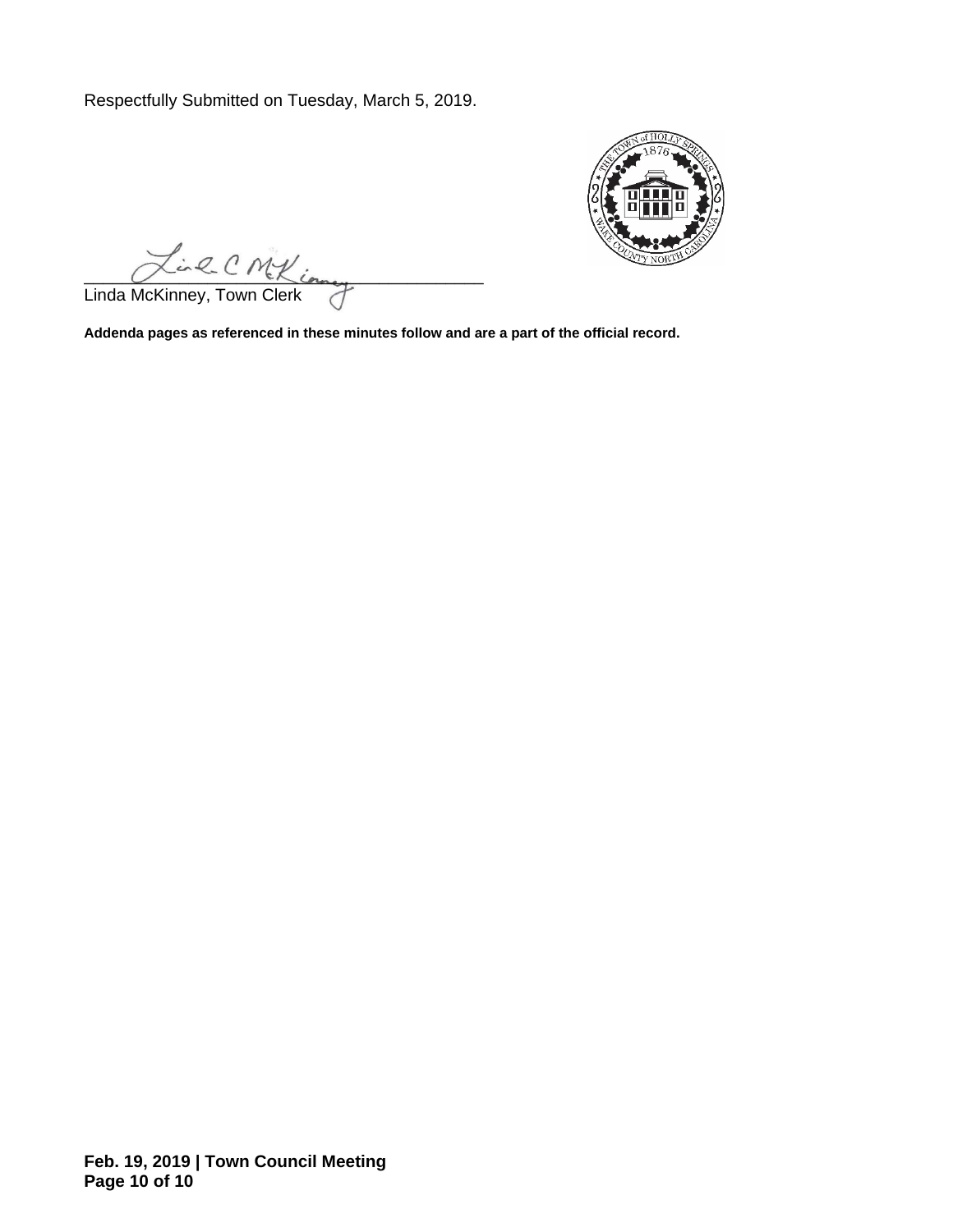Respectfully Submitted on Tuesday, March 5, 2019.

\_\_\_\_\_\_\_\_\_\_\_\_\_\_\_\_\_\_\_\_\_\_\_\_\_\_\_\_\_\_\_\_\_\_\_\_\_\_\_\_

Linda McKinney, Town Clerk

**Addenda pages as referenced in these minutes follow and are a part of the official record.**